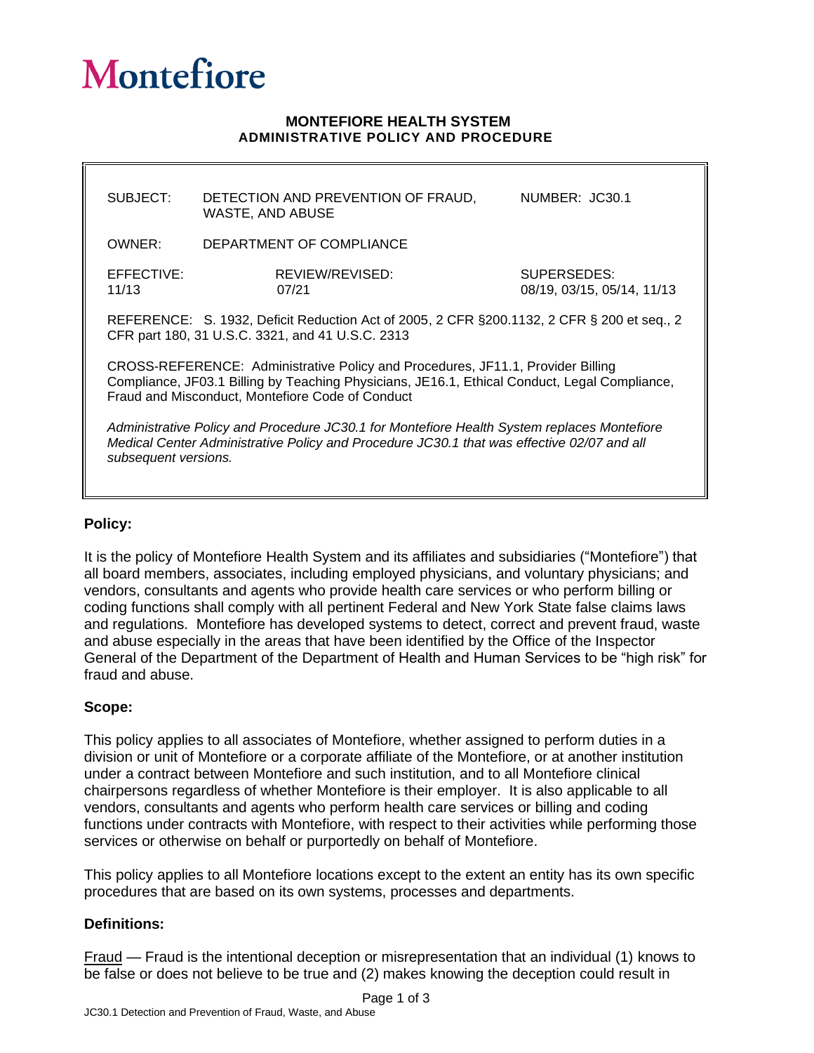# Montefiore

**MONTEFIORE HEALTH SYSTEM**
**ADMINISTRATIVE POLICY AND PROCEDURE**

| | | |
|---|---|---|
| SUBJECT: DETECTION AND PREVENTION OF FRAUD, WASTE, AND ABUSE | | NUMBER: JC30.1 |
| OWNER: DEPARTMENT OF COMPLIANCE | | |
| EFFECTIVE: 11/13 | REVIEW/REVISED: 07/21 | SUPERSEDES: 08/19, 03/15, 05/14, 11/13 |

REFERENCE: S. 1932, Deficit Reduction Act of 2005, 2 CFR §200.1132, 2 CFR § 200 et seq., 2 CFR part 180, 31 U.S.C. 3321, and 41 U.S.C. 2313

CROSS-REFERENCE: Administrative Policy and Procedures, JF11.1, Provider Billing Compliance, JF03.1 Billing by Teaching Physicians, JE16.1, Ethical Conduct, Legal Compliance, Fraud and Misconduct, Montefiore Code of Conduct

*Administrative Policy and Procedure JC30.1 for Montefiore Health System replaces Montefiore Medical Center Administrative Policy and Procedure JC30.1 that was effective 02/07 and all subsequent versions.*

## Policy:

It is the policy of Montefiore Health System and its affiliates and subsidiaries ("Montefiore") that all board members, associates, including employed physicians, and voluntary physicians; and vendors, consultants and agents who provide health care services or who perform billing or coding functions shall comply with all pertinent Federal and New York State false claims laws and regulations. Montefiore has developed systems to detect, correct and prevent fraud, waste and abuse especially in the areas that have been identified by the Office of the Inspector General of the Department of the Department of Health and Human Services to be "high risk" for fraud and abuse.

## Scope:

This policy applies to all associates of Montefiore, whether assigned to perform duties in a division or unit of Montefiore or a corporate affiliate of the Montefiore, or at another institution under a contract between Montefiore and such institution, and to all Montefiore clinical chairpersons regardless of whether Montefiore is their employer. It is also applicable to all vendors, consultants and agents who perform health care services or billing and coding functions under contracts with Montefiore, with respect to their activities while performing those services or otherwise on behalf or purportedly on behalf of Montefiore.

This policy applies to all Montefiore locations except to the extent an entity has its own specific procedures that are based on its own systems, processes and departments.

## Definitions:

Fraud — Fraud is the intentional deception or misrepresentation that an individual (1) knows to be false or does not believe to be true and (2) makes knowing the deception could result in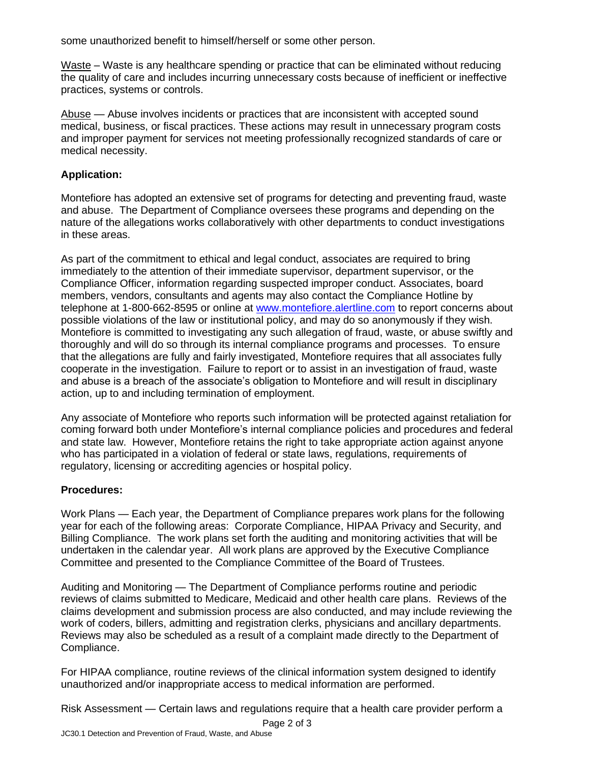some unauthorized benefit to himself/herself or some other person.

Waste – Waste is any healthcare spending or practice that can be eliminated without reducing the quality of care and includes incurring unnecessary costs because of inefficient or ineffective practices, systems or controls.

Abuse — Abuse involves incidents or practices that are inconsistent with accepted sound medical, business, or fiscal practices. These actions may result in unnecessary program costs and improper payment for services not meeting professionally recognized standards of care or medical necessity.

**Application:**

Montefiore has adopted an extensive set of programs for detecting and preventing fraud, waste and abuse. The Department of Compliance oversees these programs and depending on the nature of the allegations works collaboratively with other departments to conduct investigations in these areas.

As part of the commitment to ethical and legal conduct, associates are required to bring immediately to the attention of their immediate supervisor, department supervisor, or the Compliance Officer, information regarding suspected improper conduct. Associates, board members, vendors, consultants and agents may also contact the Compliance Hotline by telephone at 1-800-662-8595 or online at [www.montefiore.alertline.com](http://www.montefiore.alertline.com) to report concerns about possible violations of the law or institutional policy, and may do so anonymously if they wish. Montefiore is committed to investigating any such allegation of fraud, waste, or abuse swiftly and thoroughly and will do so through its internal compliance programs and processes. To ensure that the allegations are fully and fairly investigated, Montefiore requires that all associates fully cooperate in the investigation. Failure to report or to assist in an investigation of fraud, waste and abuse is a breach of the associate's obligation to Montefiore and will result in disciplinary action, up to and including termination of employment.

Any associate of Montefiore who reports such information will be protected against retaliation for coming forward both under Montefiore's internal compliance policies and procedures and federal and state law. However, Montefiore retains the right to take appropriate action against anyone who has participated in a violation of federal or state laws, regulations, requirements of regulatory, licensing or accrediting agencies or hospital policy.

**Procedures:**

Work Plans — Each year, the Department of Compliance prepares work plans for the following year for each of the following areas: Corporate Compliance, HIPAA Privacy and Security, and Billing Compliance. The work plans set forth the auditing and monitoring activities that will be undertaken in the calendar year. All work plans are approved by the Executive Compliance Committee and presented to the Compliance Committee of the Board of Trustees.

Auditing and Monitoring — The Department of Compliance performs routine and periodic reviews of claims submitted to Medicare, Medicaid and other health care plans. Reviews of the claims development and submission process are also conducted, and may include reviewing the work of coders, billers, admitting and registration clerks, physicians and ancillary departments. Reviews may also be scheduled as a result of a complaint made directly to the Department of Compliance.

For HIPAA compliance, routine reviews of the clinical information system designed to identify unauthorized and/or inappropriate access to medical information are performed.

Risk Assessment — Certain laws and regulations require that a health care provider perform a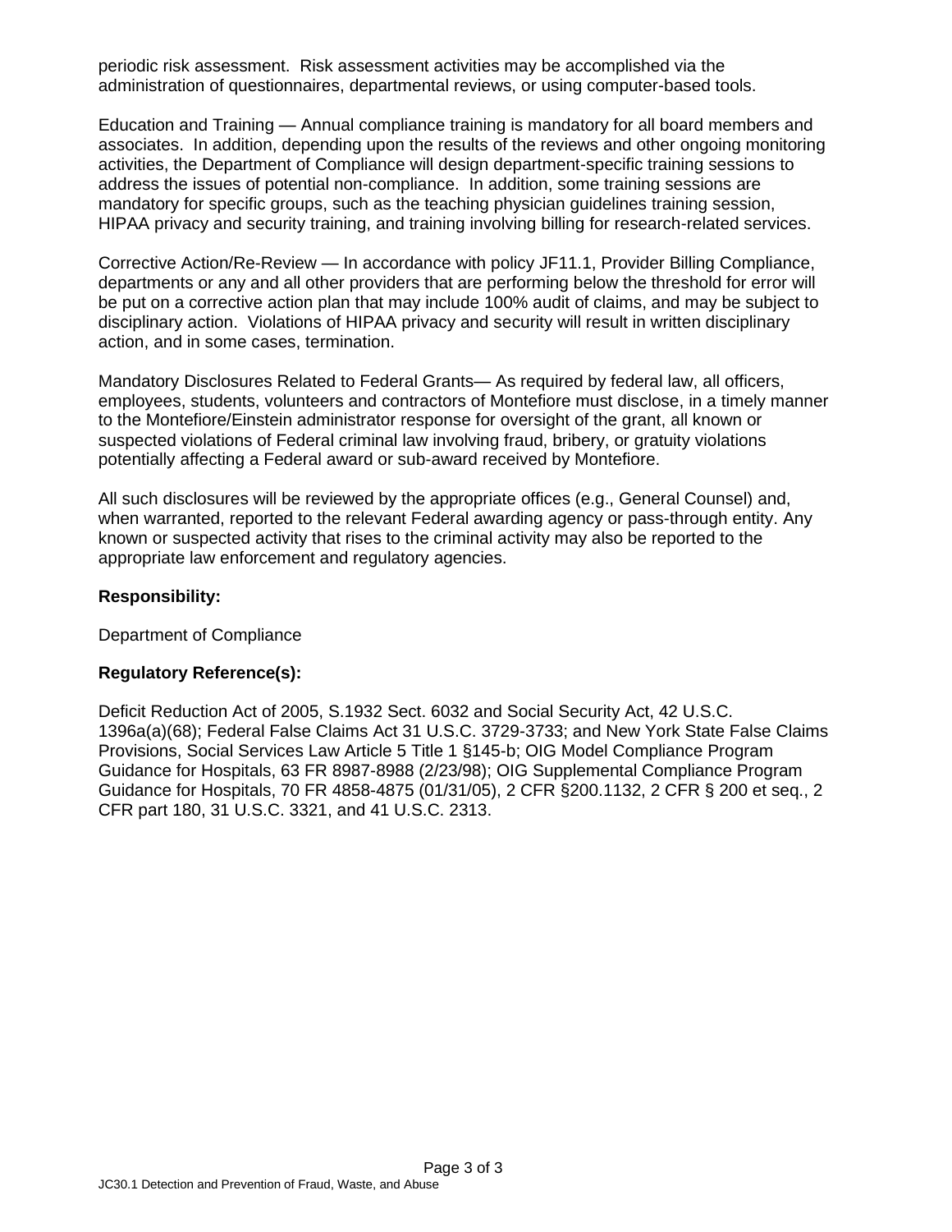periodic risk assessment. Risk assessment activities may be accomplished via the administration of questionnaires, departmental reviews, or using computer-based tools.

Education and Training — Annual compliance training is mandatory for all board members and associates. In addition, depending upon the results of the reviews and other ongoing monitoring activities, the Department of Compliance will design department-specific training sessions to address the issues of potential non-compliance. In addition, some training sessions are mandatory for specific groups, such as the teaching physician guidelines training session, HIPAA privacy and security training, and training involving billing for research-related services.

Corrective Action/Re-Review — In accordance with policy JF11.1, Provider Billing Compliance, departments or any and all other providers that are performing below the threshold for error will be put on a corrective action plan that may include 100% audit of claims, and may be subject to disciplinary action. Violations of HIPAA privacy and security will result in written disciplinary action, and in some cases, termination.

Mandatory Disclosures Related to Federal Grants— As required by federal law, all officers, employees, students, volunteers and contractors of Montefiore must disclose, in a timely manner to the Montefiore/Einstein administrator response for oversight of the grant, all known or suspected violations of Federal criminal law involving fraud, bribery, or gratuity violations potentially affecting a Federal award or sub-award received by Montefiore.

All such disclosures will be reviewed by the appropriate offices (e.g., General Counsel) and, when warranted, reported to the relevant Federal awarding agency or pass-through entity. Any known or suspected activity that rises to the criminal activity may also be reported to the appropriate law enforcement and regulatory agencies.

**Responsibility:**

Department of Compliance

**Regulatory Reference(s):**

Deficit Reduction Act of 2005, S.1932 Sect. 6032 and Social Security Act, 42 U.S.C. 1396a(a)(68); Federal False Claims Act 31 U.S.C. 3729-3733; and New York State False Claims Provisions, Social Services Law Article 5 Title 1 §145-b; OIG Model Compliance Program Guidance for Hospitals, 63 FR 8987-8988 (2/23/98); OIG Supplemental Compliance Program Guidance for Hospitals, 70 FR 4858-4875 (01/31/05), 2 CFR §200.1132, 2 CFR § 200 et seq., 2 CFR part 180, 31 U.S.C. 3321, and 41 U.S.C. 2313.